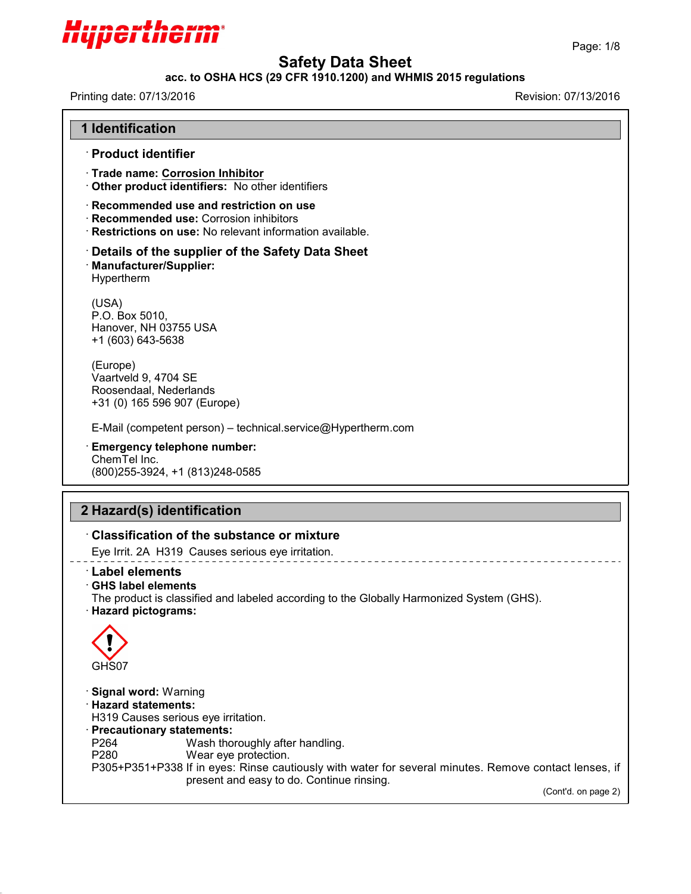# Safety Data Sheet

**acc. to OSHA HCS (29 CFR 1910.1200) and WHMIS 2015 regulations**

Printing date: 07/13/2016 Revision: 07/13/2016

## 1 Identification

### · Product identifier

· **Trade name: Corrosion Inhibitor**
· **Other product identifiers:** No other identifiers

· **Recommended use and restriction on use**
· **Recommended use:** Corrosion inhibitors
· **Restrictions on use:** No relevant information available.

### · Details of the supplier of the Safety Data Sheet

· **Manufacturer/Supplier:**
Hypertherm

(USA)
P.O. Box 5010,
Hanover, NH 03755 USA
+1 (603) 643-5638

(Europe)
Vaartveld 9, 4704 SE
Roosendaal, Nederlands
+31 (0) 165 596 907 (Europe)

E-Mail (competent person) – technical.service@Hypertherm.com

· **Emergency telephone number:**
ChemTel Inc.
(800)255-3924, +1 (813)248-0585

## 2 Hazard(s) identification

### · Classification of the substance or mixture

Eye Irrit. 2A H319 Causes serious eye irritation.

### · Label elements

· **GHS label elements**
The product is classified and labeled according to the Globally Harmonized System (GHS).
· **Hazard pictograms:**

GHS07

· **Signal word:** Warning
· **Hazard statements:**
H319 Causes serious eye irritation.
· **Precautionary statements:**

P264 Wash thoroughly after handling.
P280 Wear eye protection.
P305+P351+P338 If in eyes: Rinse cautiously with water for several minutes. Remove contact lenses, if present and easy to do. Continue rinsing.

(Cont'd. on page 2)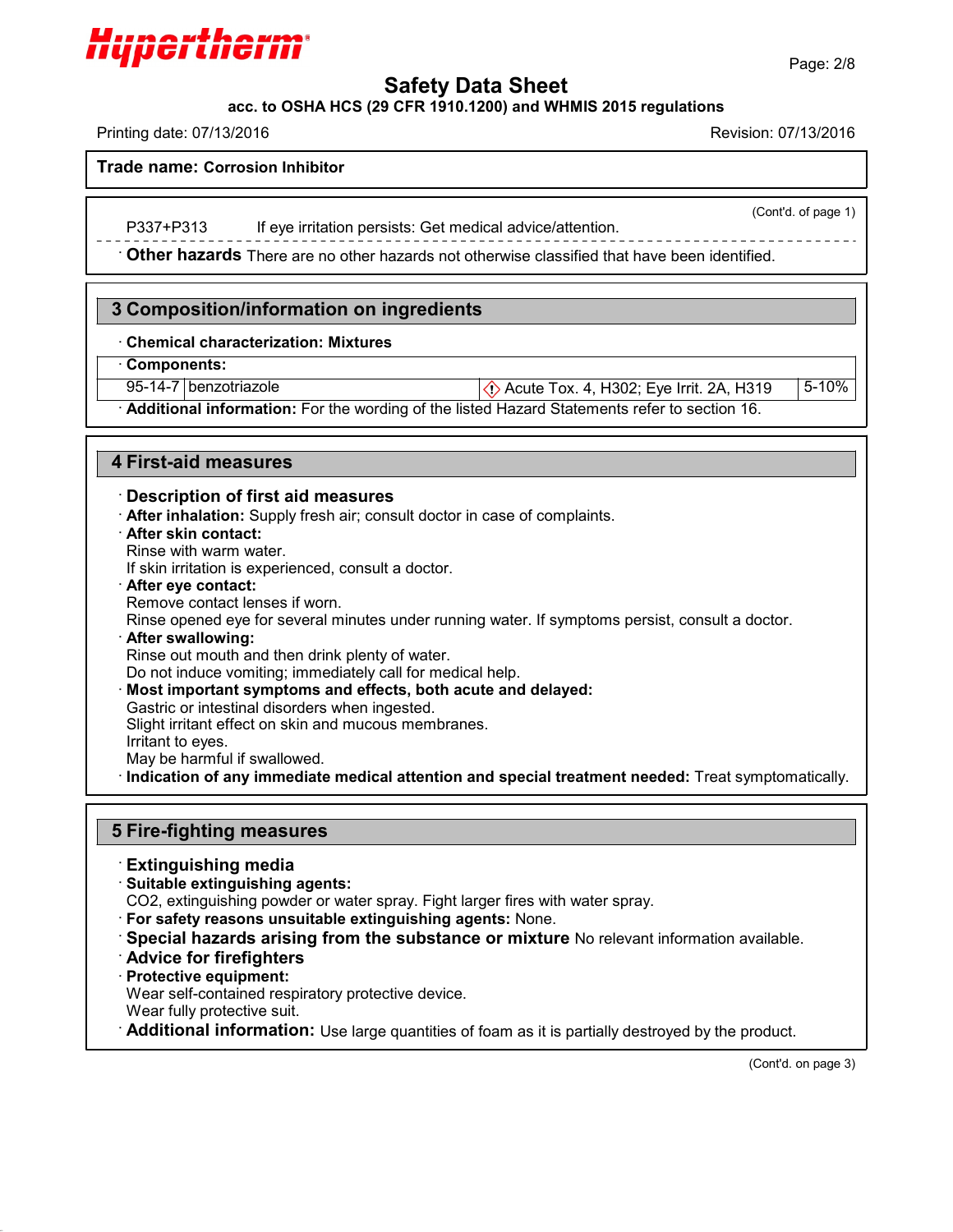**Trade name: Corrosion Inhibitor**

(Cont'd. of page 1)

P337+P313 If eye irritation persists: Get medical advice/attention.

· **Other hazards** There are no other hazards not otherwise classified that have been identified.

## 3 Composition/information on ingredients

· **Chemical characterization: Mixtures**

· **Components:**

| | | | |
|---|---|---|---|
| 95-14-7 | benzotriazole | Acute Tox. 4, H302; Eye Irrit. 2A, H319 | 5-10% |

· **Additional information:** For the wording of the listed Hazard Statements refer to section 16.

## 4 First-aid measures

· **Description of first aid measures**

· **After inhalation:** Supply fresh air; consult doctor in case of complaints.

· **After skin contact:**
Rinse with warm water.
If skin irritation is experienced, consult a doctor.

· **After eye contact:**
Remove contact lenses if worn.
Rinse opened eye for several minutes under running water. If symptoms persist, consult a doctor.

· **After swallowing:**
Rinse out mouth and then drink plenty of water.
Do not induce vomiting; immediately call for medical help.

· **Most important symptoms and effects, both acute and delayed:**
Gastric or intestinal disorders when ingested.
Slight irritant effect on skin and mucous membranes.
Irritant to eyes.
May be harmful if swallowed.

· **Indication of any immediate medical attention and special treatment needed:** Treat symptomatically.

## 5 Fire-fighting measures

· **Extinguishing media**

· **Suitable extinguishing agents:**
$CO_2$, extinguishing powder or water spray. Fight larger fires with water spray.

· **For safety reasons unsuitable extinguishing agents:** None.

· **Special hazards arising from the substance or mixture** No relevant information available.

· **Advice for firefighters**

· **Protective equipment:**
Wear self-contained respiratory protective device.
Wear fully protective suit.

· **Additional information:** Use large quantities of foam as it is partially destroyed by the product.

(Cont'd. on page 3)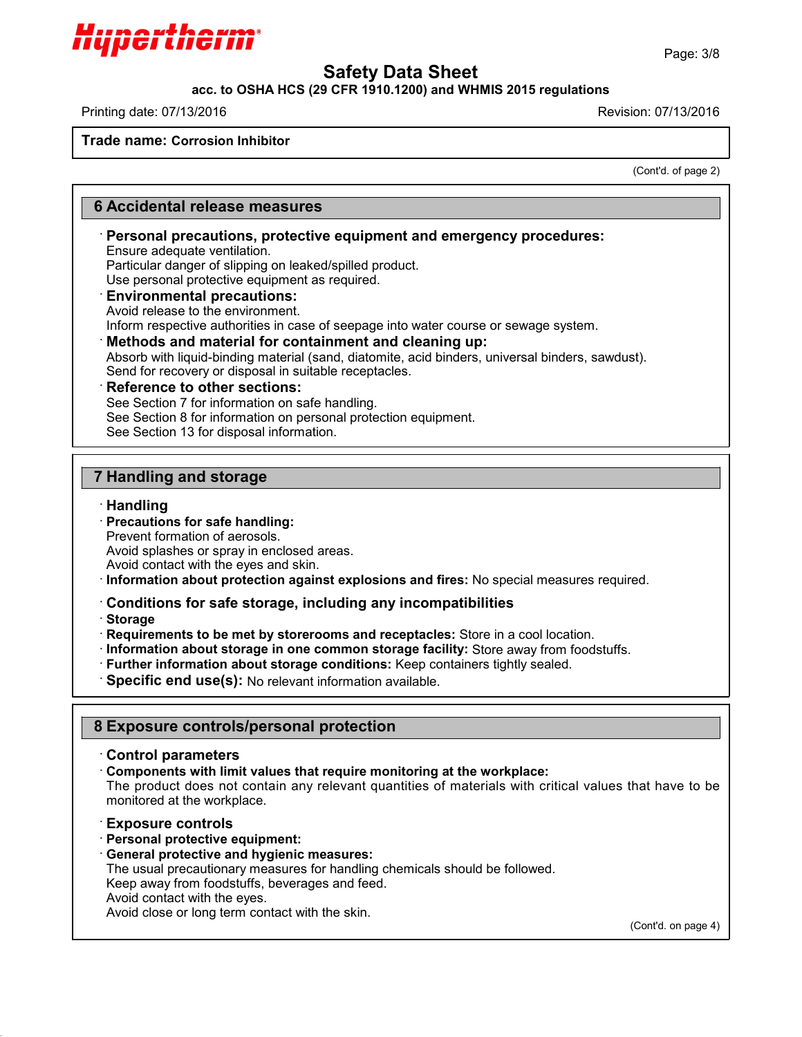**Trade name: Corrosion Inhibitor**

(Cont'd. of page 2)

## 6 Accidental release measures

- **Personal precautions, protective equipment and emergency procedures:**
  Ensure adequate ventilation.
  Particular danger of slipping on leaked/spilled product.
  Use personal protective equipment as required.
- **Environmental precautions:**
  Avoid release to the environment.
  Inform respective authorities in case of seepage into water course or sewage system.
- **Methods and material for containment and cleaning up:**
  Absorb with liquid-binding material (sand, diatomite, acid binders, universal binders, sawdust).
  Send for recovery or disposal in suitable receptacles.
- **Reference to other sections:**
  See Section 7 for information on safe handling.
  See Section 8 for information on personal protection equipment.
  See Section 13 for disposal information.

## 7 Handling and storage

- **Handling**
- **Precautions for safe handling:**
  Prevent formation of aerosols.
  Avoid splashes or spray in enclosed areas.
  Avoid contact with the eyes and skin.
- **Information about protection against explosions and fires:** No special measures required.
- **Conditions for safe storage, including any incompatibilities**
- **Storage**
- **Requirements to be met by storerooms and receptacles:** Store in a cool location.
- **Information about storage in one common storage facility:** Store away from foodstuffs.
- **Further information about storage conditions:** Keep containers tightly sealed.
- **Specific end use(s):** No relevant information available.

## 8 Exposure controls/personal protection

- **Control parameters**
- **Components with limit values that require monitoring at the workplace:**
  The product does not contain any relevant quantities of materials with critical values that have to be monitored at the workplace.
- **Exposure controls**
- **Personal protective equipment:**
- **General protective and hygienic measures:**
  The usual precautionary measures for handling chemicals should be followed.
  Keep away from foodstuffs, beverages and feed.
  Avoid contact with the eyes.
  Avoid close or long term contact with the skin.

(Cont'd. on page 4)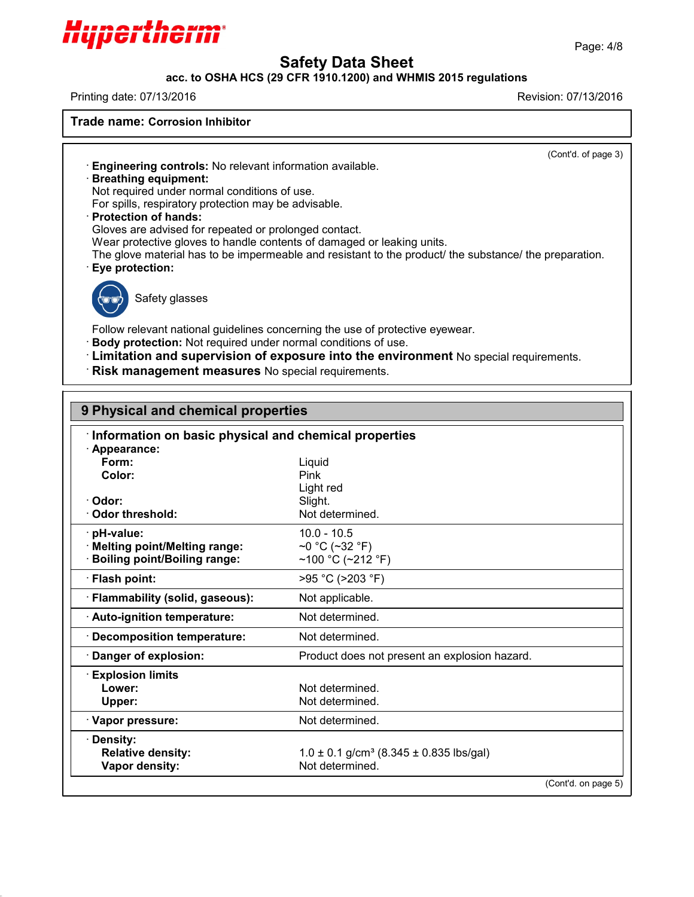**Trade name: Corrosion Inhibitor**

(Cont'd. of page 3)

· **Engineering controls:** No relevant information available.
· **Breathing equipment:**
Not required under normal conditions of use.
For spills, respiratory protection may be advisable.
· **Protection of hands:**
Gloves are advised for repeated or prolonged contact.
Wear protective gloves to handle contents of damaged or leaking units.
The glove material has to be impermeable and resistant to the product/ the substance/ the preparation.
· **Eye protection:**

Safety glasses

Follow relevant national guidelines concerning the use of protective eyewear.
· **Body protection:** Not required under normal conditions of use.
· **Limitation and supervision of exposure into the environment** No special requirements.
· **Risk management measures** No special requirements.

## 9 Physical and chemical properties

| · **Information on basic physical and chemical properties** | |
|---|---|
| · **Appearance:** | |
| **Form:** | Liquid |
| **Color:** | Pink<br>Light red |
| · **Odor:** | Slight. |
| · **Odor threshold:** | Not determined. |
| · **pH-value:** | 10.0 - 10.5 |
| · **Melting point/Melting range:** | ~0 °C (~32 °F) |
| · **Boiling point/Boiling range:** | ~100 °C (~212 °F) |
| · **Flash point:** | >95 °C (>203 °F) |
| · **Flammability (solid, gaseous):** | Not applicable. |
| · **Auto-ignition temperature:** | Not determined. |
| · **Decomposition temperature:** | Not determined. |
| · **Danger of explosion:** | Product does not present an explosion hazard. |
| · **Explosion limits** | |
| **Lower:** | Not determined. |
| **Upper:** | Not determined. |
| · **Vapor pressure:** | Not determined. |
| · **Density:** | |
| **Relative density:** | 1.0 ± 0.1 g/cm³ (8.345 ± 0.835 lbs/gal) |
| **Vapor density:** | Not determined. |

(Cont'd. on page 5)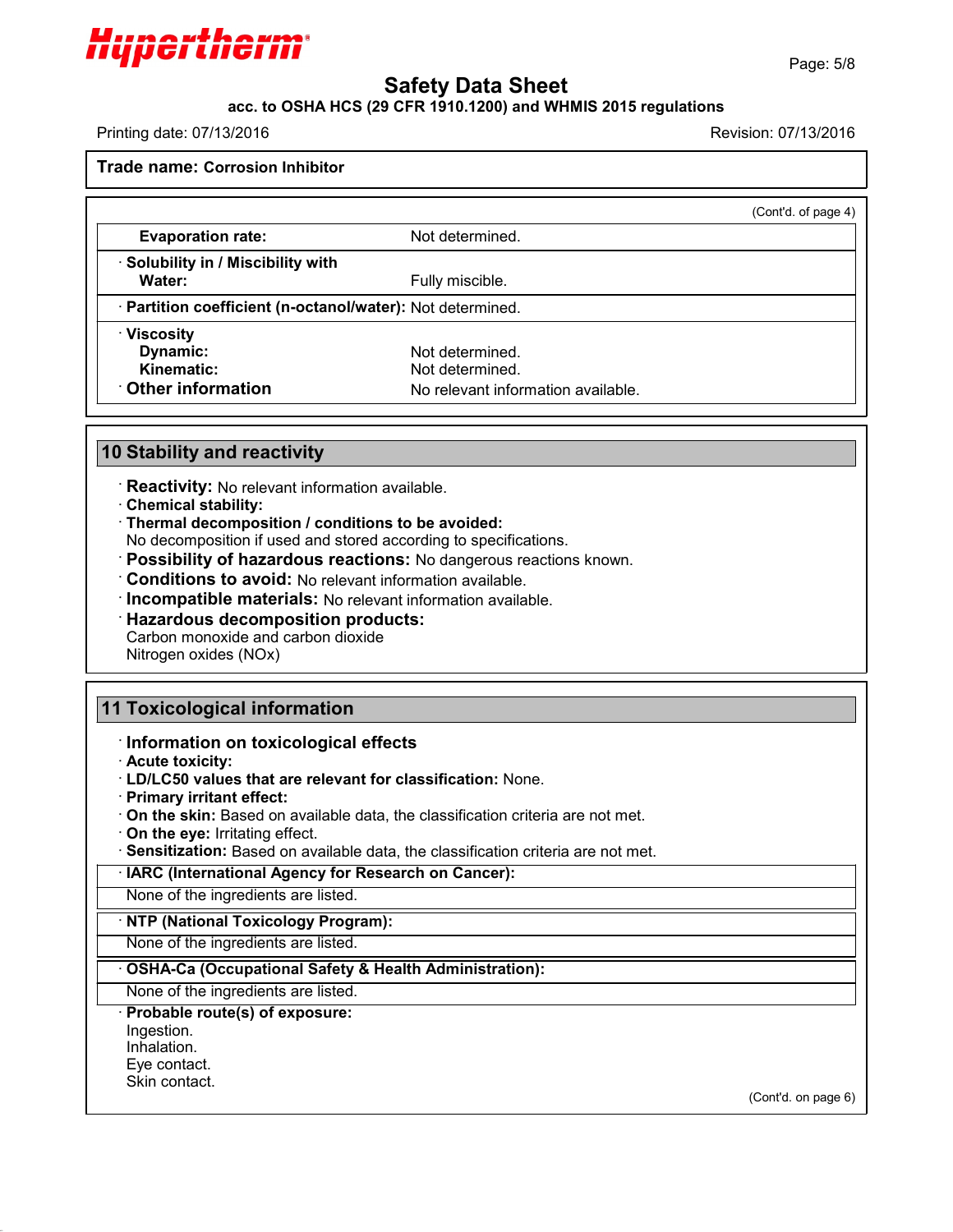**Trade name: Corrosion Inhibitor**

(Cont'd. of page 4)

| | |
|---|---|
| **Evaporation rate:** | Not determined. |
| · **Solubility in / Miscibility with Water:** | Fully miscible. |
| · **Partition coefficient (n-octanol/water):** | Not determined. |
| · **Viscosity** | |
| **Dynamic:** | Not determined. |
| **Kinematic:** | Not determined. |
| · **Other information** | No relevant information available. |

## 10 Stability and reactivity

· **Reactivity:** No relevant information available.
· **Chemical stability:**
· **Thermal decomposition / conditions to be avoided:**
No decomposition if used and stored according to specifications.
· **Possibility of hazardous reactions:** No dangerous reactions known.
· **Conditions to avoid:** No relevant information available.
· **Incompatible materials:** No relevant information available.
· **Hazardous decomposition products:**
Carbon monoxide and carbon dioxide
Nitrogen oxides (NOx)

## 11 Toxicological information

· **Information on toxicological effects**
· **Acute toxicity:**
· **LD/LC50 values that are relevant for classification:** None.
· **Primary irritant effect:**
· **On the skin:** Based on available data, the classification criteria are not met.
· **On the eye:** Irritating effect.
· **Sensitization:** Based on available data, the classification criteria are not met.

· **IARC (International Agency for Research on Cancer):**
None of the ingredients are listed.

· **NTP (National Toxicology Program):**
None of the ingredients are listed.

· **OSHA-Ca (Occupational Safety & Health Administration):**
None of the ingredients are listed.

· **Probable route(s) of exposure:**
Ingestion.
Inhalation.
Eye contact.
Skin contact.

(Cont'd. on page 6)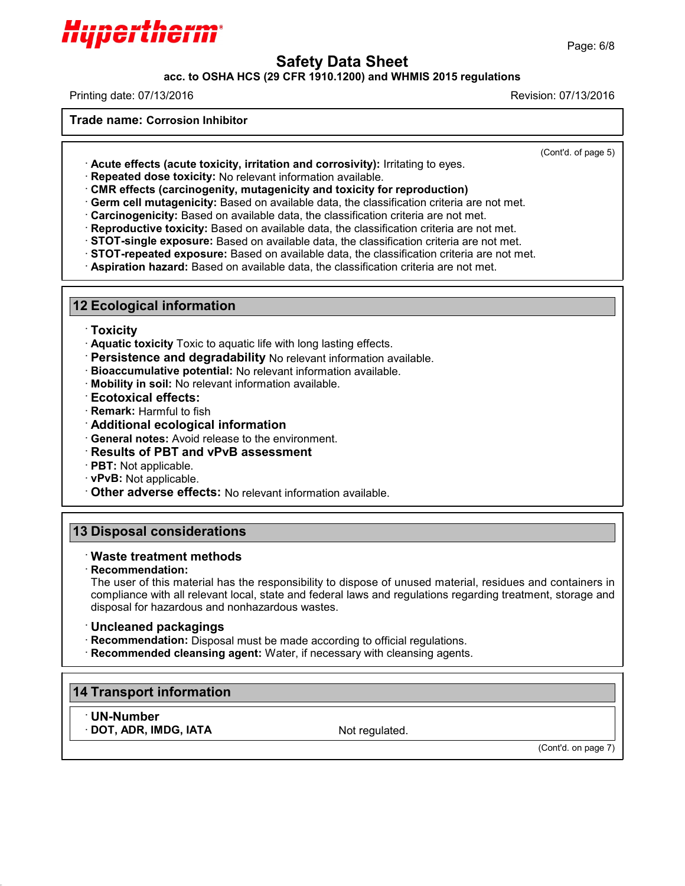**Trade name: Corrosion Inhibitor**

(Cont'd. of page 5)

- **Acute effects (acute toxicity, irritation and corrosivity):** Irritating to eyes.
- **Repeated dose toxicity:** No relevant information available.
- **CMR effects (carcinogenity, mutagenicity and toxicity for reproduction)**
- **Germ cell mutagenicity:** Based on available data, the classification criteria are not met.
- **Carcinogenicity:** Based on available data, the classification criteria are not met.
- **Reproductive toxicity:** Based on available data, the classification criteria are not met.
- **STOT-single exposure:** Based on available data, the classification criteria are not met.
- **STOT-repeated exposure:** Based on available data, the classification criteria are not met.
- **Aspiration hazard:** Based on available data, the classification criteria are not met.

## 12 Ecological information

- **Toxicity**
- **Aquatic toxicity** Toxic to aquatic life with long lasting effects.
- **Persistence and degradability** No relevant information available.
- **Bioaccumulative potential:** No relevant information available.
- **Mobility in soil:** No relevant information available.
- **Ecotoxical effects:**
- **Remark:** Harmful to fish
- **Additional ecological information**
- **General notes:** Avoid release to the environment.
- **Results of PBT and vPvB assessment**
- **PBT:** Not applicable.
- **vPvB:** Not applicable.
- **Other adverse effects:** No relevant information available.

## 13 Disposal considerations

- **Waste treatment methods**
- **Recommendation:**

  The user of this material has the responsibility to dispose of unused material, residues and containers in compliance with all relevant local, state and federal laws and regulations regarding treatment, storage and disposal for hazardous and nonhazardous wastes.

- **Uncleaned packagings**
- **Recommendation:** Disposal must be made according to official regulations.
- **Recommended cleansing agent:** Water, if necessary with cleansing agents.

## 14 Transport information

- **UN-Number**
- **DOT, ADR, IMDG, IATA** Not regulated.

(Cont'd. on page 7)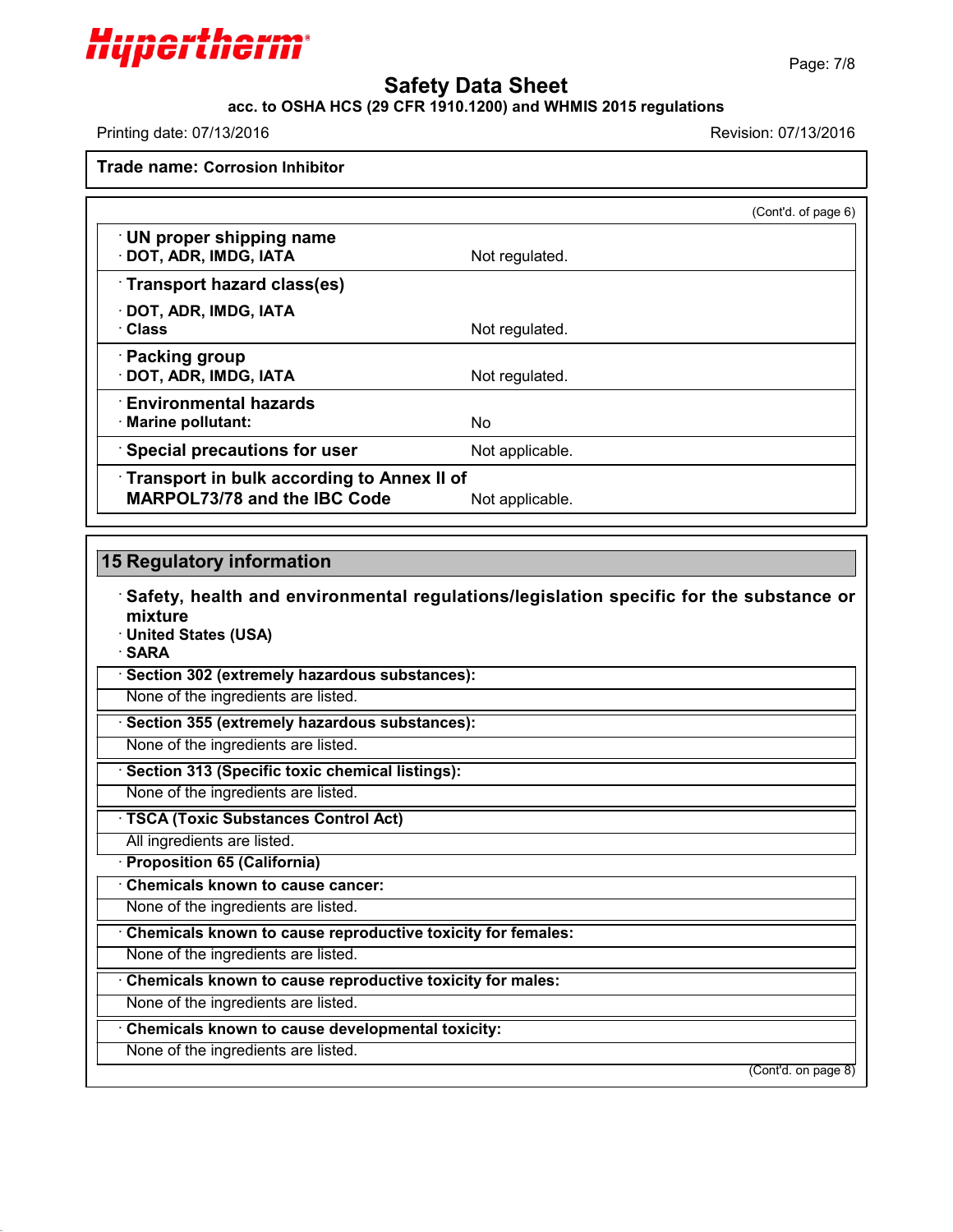**Trade name: Corrosion Inhibitor**

(Cont'd. of page 6)

| | |
|---|---|
| **· UN proper shipping name** | |
| **· DOT, ADR, IMDG, IATA** | Not regulated. |
| **· Transport hazard class(es)** | |
| **· DOT, ADR, IMDG, IATA** | |
| **· Class** | Not regulated. |
| **· Packing group** | |
| **· DOT, ADR, IMDG, IATA** | Not regulated. |
| **· Environmental hazards** | |
| **· Marine pollutant:** | No |
| **· Special precautions for user** | Not applicable. |
| **· Transport in bulk according to Annex II of MARPOL73/78 and the IBC Code** | Not applicable. |

## 15 Regulatory information

**· Safety, health and environmental regulations/legislation specific for the substance or mixture**

**· United States (USA)**

**· SARA**

**· Section 302 (extremely hazardous substances):**

None of the ingredients are listed.

**· Section 355 (extremely hazardous substances):**

None of the ingredients are listed.

**· Section 313 (Specific toxic chemical listings):**

None of the ingredients are listed.

**· TSCA (Toxic Substances Control Act)**

All ingredients are listed.

**· Proposition 65 (California)**

**· Chemicals known to cause cancer:**

None of the ingredients are listed.

**· Chemicals known to cause reproductive toxicity for females:**

None of the ingredients are listed.

**· Chemicals known to cause reproductive toxicity for males:**

None of the ingredients are listed.

**· Chemicals known to cause developmental toxicity:**

None of the ingredients are listed.

(Cont'd. on page 8)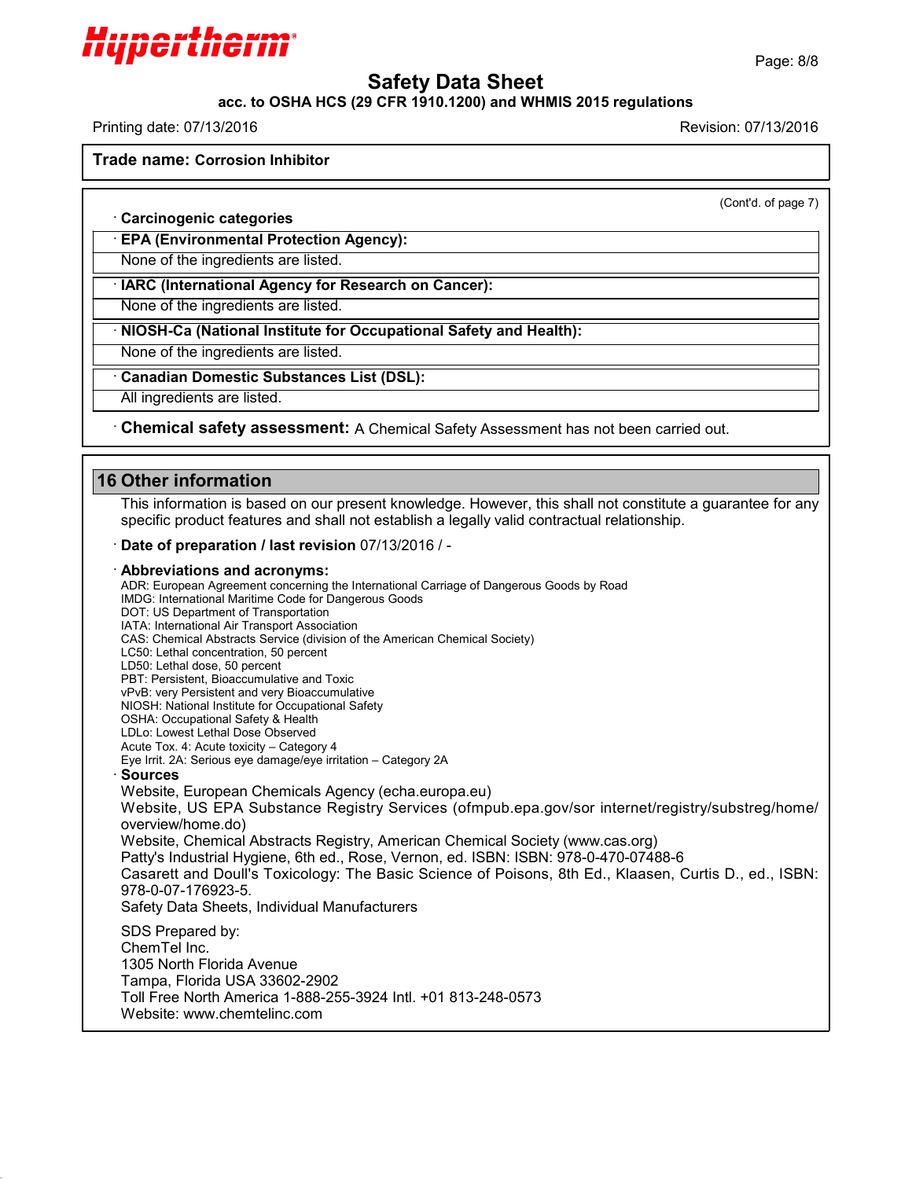**Safety Data Sheet**

**acc. to OSHA HCS (29 CFR 1910.1200) and WHMIS 2015 regulations**

Printing date: 07/13/2016 Revision: 07/13/2016

**Trade name: Corrosion Inhibitor**

(Cont'd. of page 7)

· **Carcinogenic categories**

· **EPA (Environmental Protection Agency):**

None of the ingredients are listed.

· **IARC (International Agency for Research on Cancer):**

None of the ingredients are listed.

· **NIOSH-Ca (National Institute for Occupational Safety and Health):**

None of the ingredients are listed.

· **Canadian Domestic Substances List (DSL):**

All ingredients are listed.

· **Chemical safety assessment:** A Chemical Safety Assessment has not been carried out.

## 16 Other information

This information is based on our present knowledge. However, this shall not constitute a guarantee for any specific product features and shall not establish a legally valid contractual relationship.

· **Date of preparation / last revision** 07/13/2016 / -

· **Abbreviations and acronyms:**

ADR: European Agreement concerning the International Carriage of Dangerous Goods by Road
IMDG: International Maritime Code for Dangerous Goods
DOT: US Department of Transportation
IATA: International Air Transport Association
CAS: Chemical Abstracts Service (division of the American Chemical Society)
LC50: Lethal concentration, 50 percent
LD50: Lethal dose, 50 percent
PBT: Persistent, Bioaccumulative and Toxic
vPvB: very Persistent and very Bioaccumulative
NIOSH: National Institute for Occupational Safety
OSHA: Occupational Safety & Health
LDLo: Lowest Lethal Dose Observed
Acute Tox. 4: Acute toxicity – Category 4
Eye Irrit. 2A: Serious eye damage/eye irritation – Category 2A

· **Sources**

Website, European Chemicals Agency (echa.europa.eu)
Website, US EPA Substance Registry Services (ofmpub.epa.gov/sor internet/registry/substreg/home/overview/home.do)
Website, Chemical Abstracts Registry, American Chemical Society (www.cas.org)
Patty's Industrial Hygiene, 6th ed., Rose, Vernon, ed. ISBN: ISBN: 978-0-470-07488-6
Casarett and Doull's Toxicology: The Basic Science of Poisons, 8th Ed., Klaasen, Curtis D., ed., ISBN: 978-0-07-176923-5.
Safety Data Sheets, Individual Manufacturers

SDS Prepared by:
ChemTel Inc.
1305 North Florida Avenue
Tampa, Florida USA 33602-2902
Toll Free North America 1-888-255-3924 Intl. +01 813-248-0573
Website: www.chemtelinc.com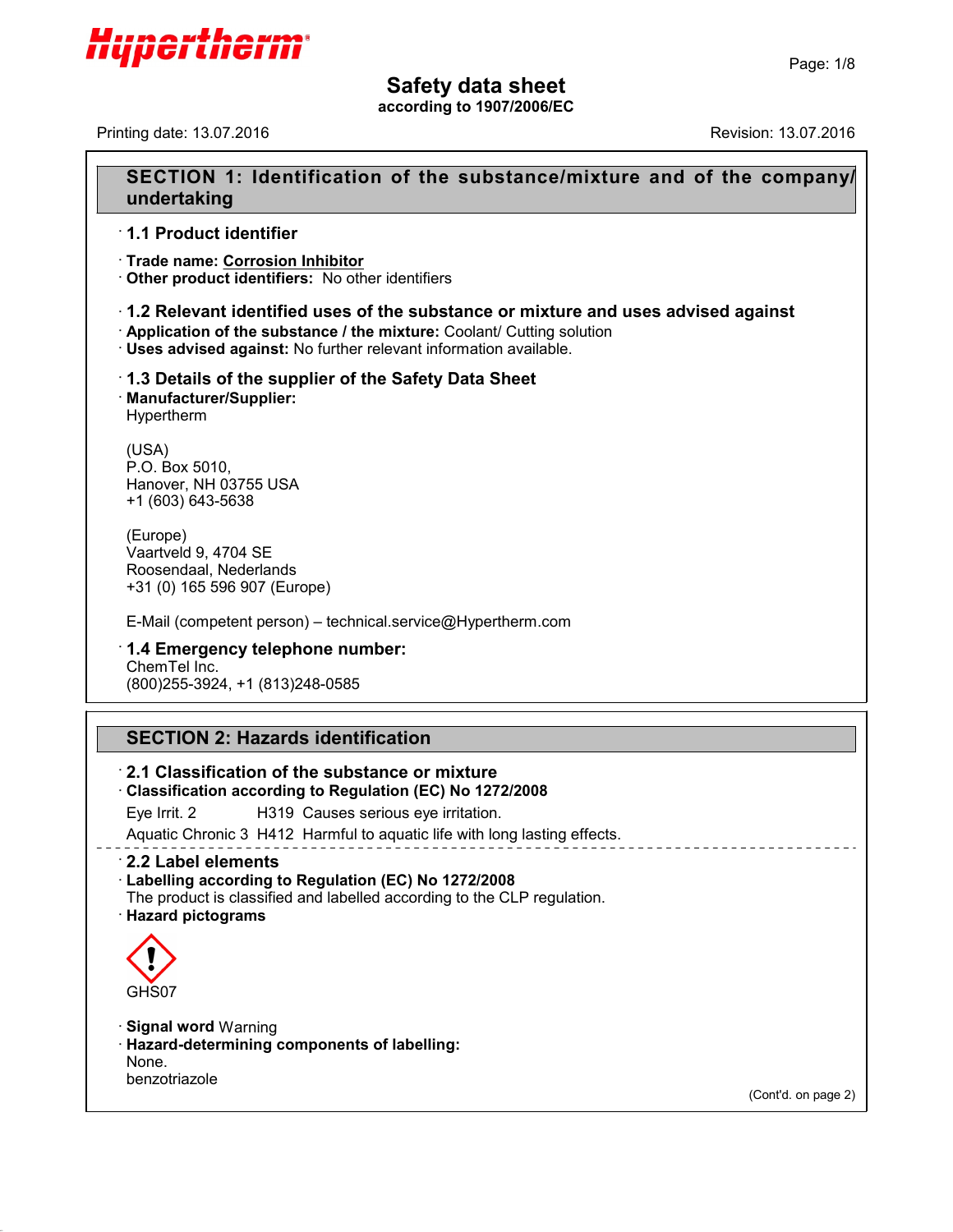# Safety data sheet

**according to 1907/2006/EC**

Printing date: 13.07.2016 Revision: 13.07.2016

## SECTION 1: Identification of the substance/mixture and of the company/undertaking

### · 1.1 Product identifier

· **Trade name: Corrosion Inhibitor**
· **Other product identifiers:** No other identifiers

### · 1.2 Relevant identified uses of the substance or mixture and uses advised against

· **Application of the substance / the mixture:** Coolant/ Cutting solution
· **Uses advised against:** No further relevant information available.

### · 1.3 Details of the supplier of the Safety Data Sheet

· **Manufacturer/Supplier:**
Hypertherm

(USA)
P.O. Box 5010,
Hanover, NH 03755 USA
+1 (603) 643-5638

(Europe)
Vaartveld 9, 4704 SE
Roosendaal, Nederlands
+31 (0) 165 596 907 (Europe)

E-Mail (competent person) – technical.service@Hypertherm.com

### · 1.4 Emergency telephone number:

ChemTel Inc.
(800)255-3924, +1 (813)248-0585

## SECTION 2: Hazards identification

### · 2.1 Classification of the substance or mixture

· **Classification according to Regulation (EC) No 1272/2008**

Eye Irrit. 2 H319 Causes serious eye irritation.

Aquatic Chronic 3 H412 Harmful to aquatic life with long lasting effects.

### · 2.2 Label elements

· **Labelling according to Regulation (EC) No 1272/2008**
The product is classified and labelled according to the CLP regulation.
· **Hazard pictograms**

GHS07

· **Signal word** Warning
· **Hazard-determining components of labelling:**
None.
benzotriazole

(Cont'd. on page 2)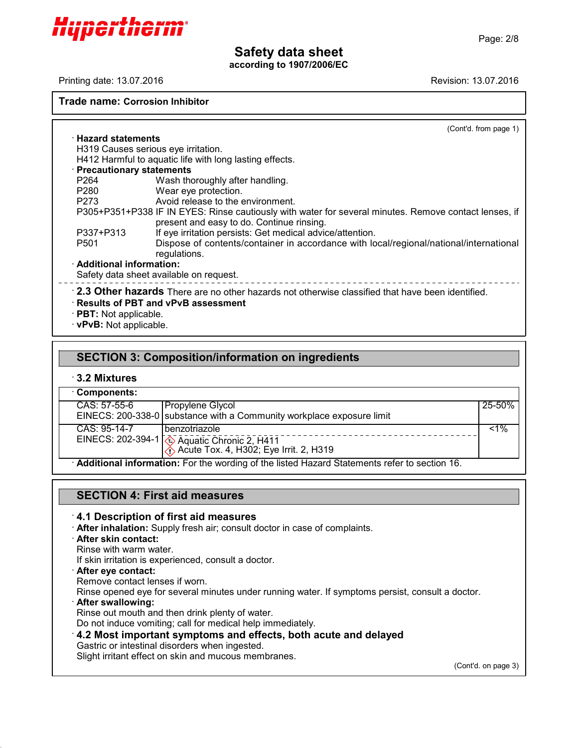**Trade name: Corrosion Inhibitor**

(Cont'd. from page 1)

· **Hazard statements**
H319 Causes serious eye irritation.
H412 Harmful to aquatic life with long lasting effects.

· **Precautionary statements**

| | |
|---|---|
| P264 | Wash thoroughly after handling. |
| P280 | Wear eye protection. |
| P273 | Avoid release to the environment. |
| P305+P351+P338 | IF IN EYES: Rinse cautiously with water for several minutes. Remove contact lenses, if present and easy to do. Continue rinsing. |
| P337+P313 | If eye irritation persists: Get medical advice/attention. |
| P501 | Dispose of contents/container in accordance with local/regional/national/international regulations. |

· **Additional information:**
Safety data sheet available on request.

· **2.3 Other hazards** There are no other hazards not otherwise classified that have been identified.

· **Results of PBT and vPvB assessment**
· **PBT:** Not applicable.
· **vPvB:** Not applicable.

## SECTION 3: Composition/information on ingredients

### · 3.2 Mixtures

· **Components:**

| Identifiers | Name / Classification | Concentration |
|---|---|---|
| CAS: 57-55-6<br>EINECS: 200-338-0 | Propylene Glycol<br>substance with a Community workplace exposure limit | 25-50% |
| CAS: 95-14-7<br>EINECS: 202-394-1 | benzotriazole<br>Aquatic Chronic 2, H411<br>Acute Tox. 4, H302; Eye Irrit. 2, H319 | <1% |

· **Additional information:** For the wording of the listed Hazard Statements refer to section 16.

## SECTION 4: First aid measures

### · 4.1 Description of first aid measures

· **After inhalation:** Supply fresh air; consult doctor in case of complaints.

· **After skin contact:**
Rinse with warm water.
If skin irritation is experienced, consult a doctor.

· **After eye contact:**
Remove contact lenses if worn.
Rinse opened eye for several minutes under running water. If symptoms persist, consult a doctor.

· **After swallowing:**
Rinse out mouth and then drink plenty of water.
Do not induce vomiting; call for medical help immediately.

### · 4.2 Most important symptoms and effects, both acute and delayed

Gastric or intestinal disorders when ingested.
Slight irritant effect on skin and mucous membranes.

(Cont'd. on page 3)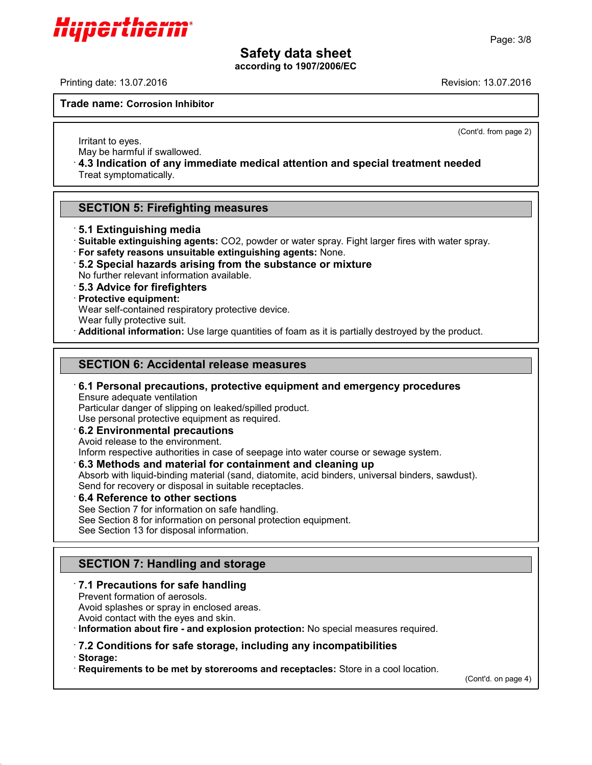(Cont'd. from page 2)

Irritant to eyes.
May be harmful if swallowed.

· **4.3 Indication of any immediate medical attention and special treatment needed**
Treat symptomatically.

## SECTION 5: Firefighting measures

· **5.1 Extinguishing media**
· **Suitable extinguishing agents:** $CO_2$, powder or water spray. Fight larger fires with water spray.
· **For safety reasons unsuitable extinguishing agents:** None.
· **5.2 Special hazards arising from the substance or mixture**
No further relevant information available.
· **5.3 Advice for firefighters**
· **Protective equipment:**
Wear self-contained respiratory protective device.
Wear fully protective suit.
· **Additional information:** Use large quantities of foam as it is partially destroyed by the product.

## SECTION 6: Accidental release measures

· **6.1 Personal precautions, protective equipment and emergency procedures**
Ensure adequate ventilation
Particular danger of slipping on leaked/spilled product.
Use personal protective equipment as required.
· **6.2 Environmental precautions**
Avoid release to the environment.
Inform respective authorities in case of seepage into water course or sewage system.
· **6.3 Methods and material for containment and cleaning up**
Absorb with liquid-binding material (sand, diatomite, acid binders, universal binders, sawdust).
Send for recovery or disposal in suitable receptacles.
· **6.4 Reference to other sections**
See Section 7 for information on safe handling.
See Section 8 for information on personal protection equipment.
See Section 13 for disposal information.

## SECTION 7: Handling and storage

· **7.1 Precautions for safe handling**
Prevent formation of aerosols.
Avoid splashes or spray in enclosed areas.
Avoid contact with the eyes and skin.
· **Information about fire - and explosion protection:** No special measures required.

· **7.2 Conditions for safe storage, including any incompatibilities**
· **Storage:**
· **Requirements to be met by storerooms and receptacles:** Store in a cool location.

(Cont'd. on page 4)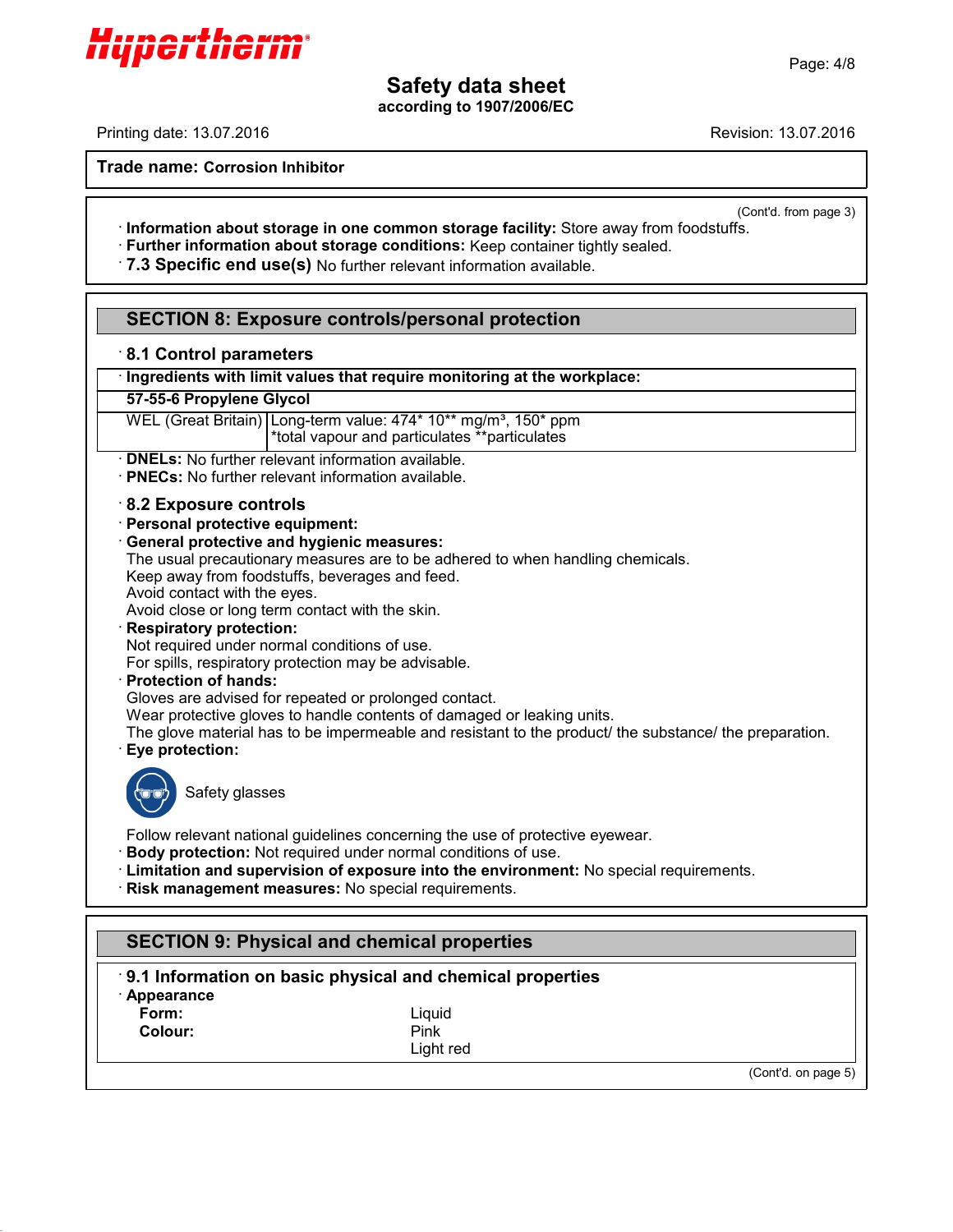**Trade name: Corrosion Inhibitor**

(Cont'd. from page 3)

· **Information about storage in one common storage facility:** Store away from foodstuffs.
· **Further information about storage conditions:** Keep container tightly sealed.
· **7.3 Specific end use(s)** No further relevant information available.

## SECTION 8: Exposure controls/personal protection

### · 8.1 Control parameters

| · Ingredients with limit values that require monitoring at the workplace: | |
|---|---|
| **57-55-6 Propylene Glycol** | |
| WEL (Great Britain) | Long-term value: 474* 10** mg/m³, 150* ppm<br>*total vapour and particulates **particulates |

· **DNELs:** No further relevant information available.
· **PNECs:** No further relevant information available.

### · 8.2 Exposure controls

· **Personal protective equipment:**
· **General protective and hygienic measures:**
The usual precautionary measures are to be adhered to when handling chemicals.
Keep away from foodstuffs, beverages and feed.
Avoid contact with the eyes.
Avoid close or long term contact with the skin.
· **Respiratory protection:**
Not required under normal conditions of use.
For spills, respiratory protection may be advisable.
· **Protection of hands:**
Gloves are advised for repeated or prolonged contact.
Wear protective gloves to handle contents of damaged or leaking units.
The glove material has to be impermeable and resistant to the product/ the substance/ the preparation.
· **Eye protection:**

Safety glasses

Follow relevant national guidelines concerning the use of protective eyewear.
· **Body protection:** Not required under normal conditions of use.
· **Limitation and supervision of exposure into the environment:** No special requirements.
· **Risk management measures:** No special requirements.

## SECTION 9: Physical and chemical properties

### · 9.1 Information on basic physical and chemical properties

· **Appearance**

| | |
|---|---|
| **Form:** | Liquid |
| **Colour:** | Pink<br>Light red |

(Cont'd. on page 5)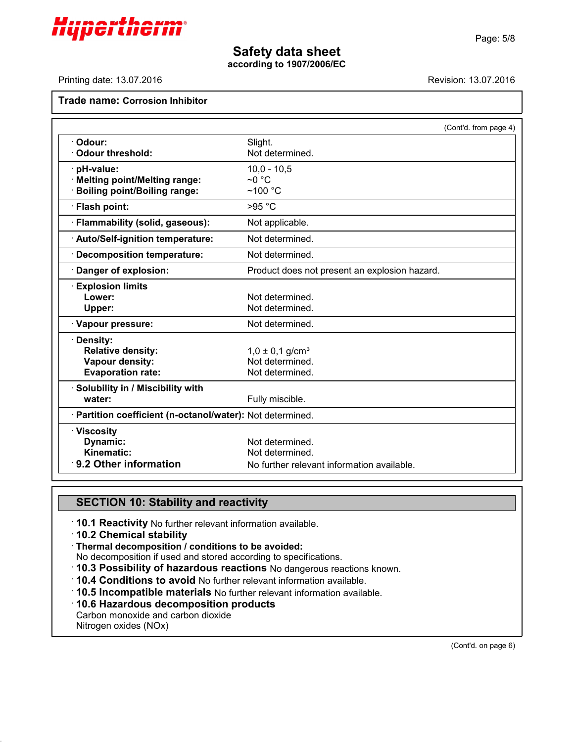**Trade name: Corrosion Inhibitor**

(Cont'd. from page 4)

| Property | Value |
|---|---|
| · **Odour:** | Slight. |
| · **Odour threshold:** | Not determined. |
| · **pH-value:** | 10,0 - 10,5 |
| · **Melting point/Melting range:** | ~0 °C |
| · **Boiling point/Boiling range:** | ~100 °C |
| · **Flash point:** | >95 °C |
| · **Flammability (solid, gaseous):** | Not applicable. |
| · **Auto/Self-ignition temperature:** | Not determined. |
| · **Decomposition temperature:** | Not determined. |
| · **Danger of explosion:** | Product does not present an explosion hazard. |
| · **Explosion limits** | |
| **Lower:** | Not determined. |
| **Upper:** | Not determined. |
| · **Vapour pressure:** | Not determined. |
| · **Density:** | |
| **Relative density:** | 1,0 ± 0,1 g/cm³ |
| **Vapour density:** | Not determined. |
| **Evaporation rate:** | Not determined. |
| · **Solubility in / Miscibility with water:** | Fully miscible. |
| · **Partition coefficient (n-octanol/water):** | Not determined. |
| · **Viscosity** | |
| **Dynamic:** | Not determined. |
| **Kinematic:** | Not determined. |
| · **9.2 Other information** | No further relevant information available. |

## SECTION 10: Stability and reactivity

· **10.1 Reactivity** No further relevant information available.

· **10.2 Chemical stability**

· **Thermal decomposition / conditions to be avoided:**
No decomposition if used and stored according to specifications.

· **10.3 Possibility of hazardous reactions** No dangerous reactions known.

· **10.4 Conditions to avoid** No further relevant information available.

· **10.5 Incompatible materials** No further relevant information available.

· **10.6 Hazardous decomposition products**
Carbon monoxide and carbon dioxide
Nitrogen oxides (NOx)

(Cont'd. on page 6)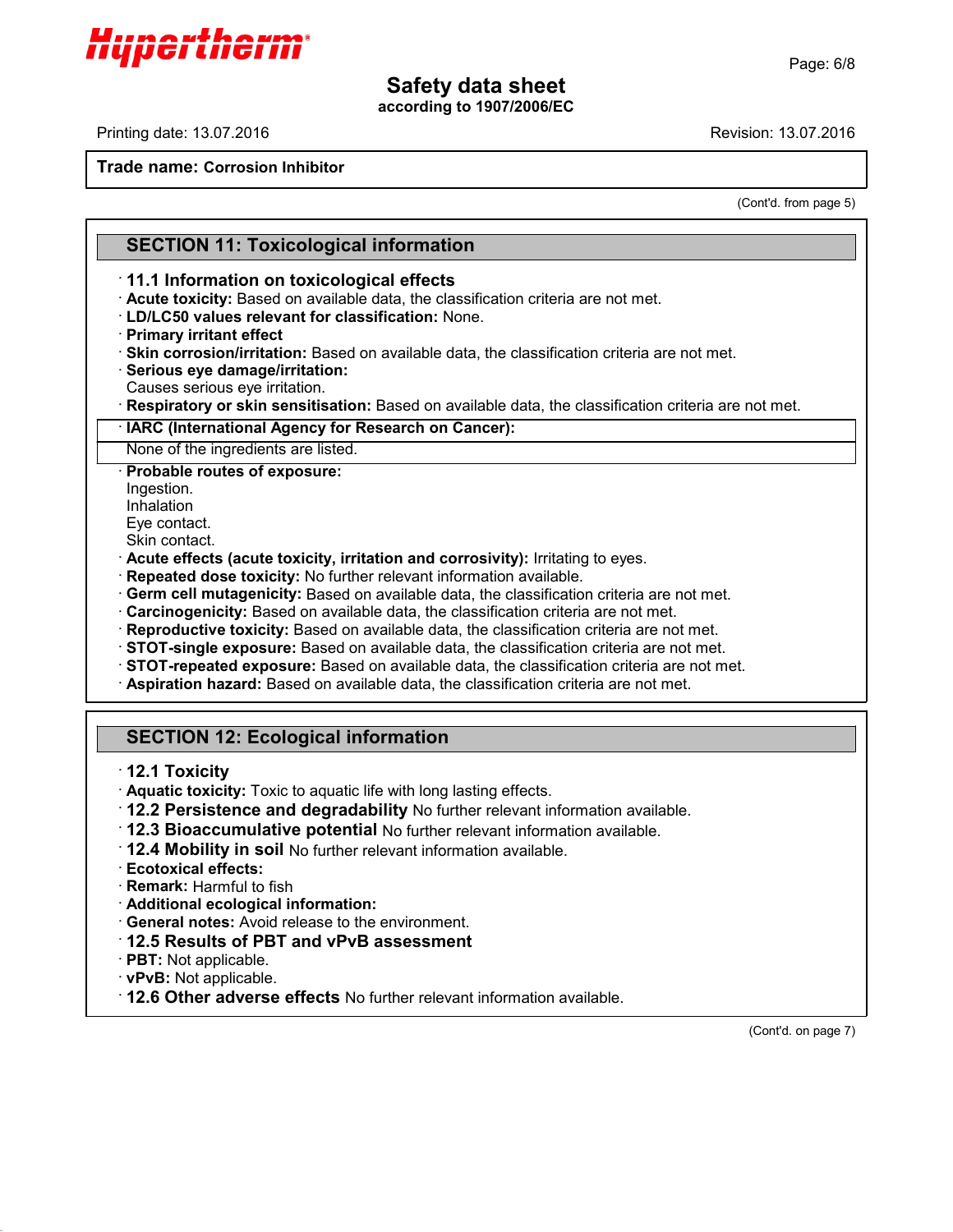**Trade name: Corrosion Inhibitor**

(Cont'd. from page 5)

## SECTION 11: Toxicological information

· **11.1 Information on toxicological effects**
· **Acute toxicity:** Based on available data, the classification criteria are not met.
· **LD/LC50 values relevant for classification:** None.
· **Primary irritant effect**
· **Skin corrosion/irritation:** Based on available data, the classification criteria are not met.
· **Serious eye damage/irritation:**
Causes serious eye irritation.
· **Respiratory or skin sensitisation:** Based on available data, the classification criteria are not met.

· **IARC (International Agency for Research on Cancer):**
None of the ingredients are listed.

· **Probable routes of exposure:**
Ingestion.
Inhalation
Eye contact.
Skin contact.
· **Acute effects (acute toxicity, irritation and corrosivity):** Irritating to eyes.
· **Repeated dose toxicity:** No further relevant information available.
· **Germ cell mutagenicity:** Based on available data, the classification criteria are not met.
· **Carcinogenicity:** Based on available data, the classification criteria are not met.
· **Reproductive toxicity:** Based on available data, the classification criteria are not met.
· **STOT-single exposure:** Based on available data, the classification criteria are not met.
· **STOT-repeated exposure:** Based on available data, the classification criteria are not met.
· **Aspiration hazard:** Based on available data, the classification criteria are not met.

## SECTION 12: Ecological information

· **12.1 Toxicity**
· **Aquatic toxicity:** Toxic to aquatic life with long lasting effects.
· **12.2 Persistence and degradability** No further relevant information available.
· **12.3 Bioaccumulative potential** No further relevant information available.
· **12.4 Mobility in soil** No further relevant information available.
· **Ecotoxical effects:**
· **Remark:** Harmful to fish
· **Additional ecological information:**
· **General notes:** Avoid release to the environment.
· **12.5 Results of PBT and vPvB assessment**
· **PBT:** Not applicable.
· **vPvB:** Not applicable.
· **12.6 Other adverse effects** No further relevant information available.

(Cont'd. on page 7)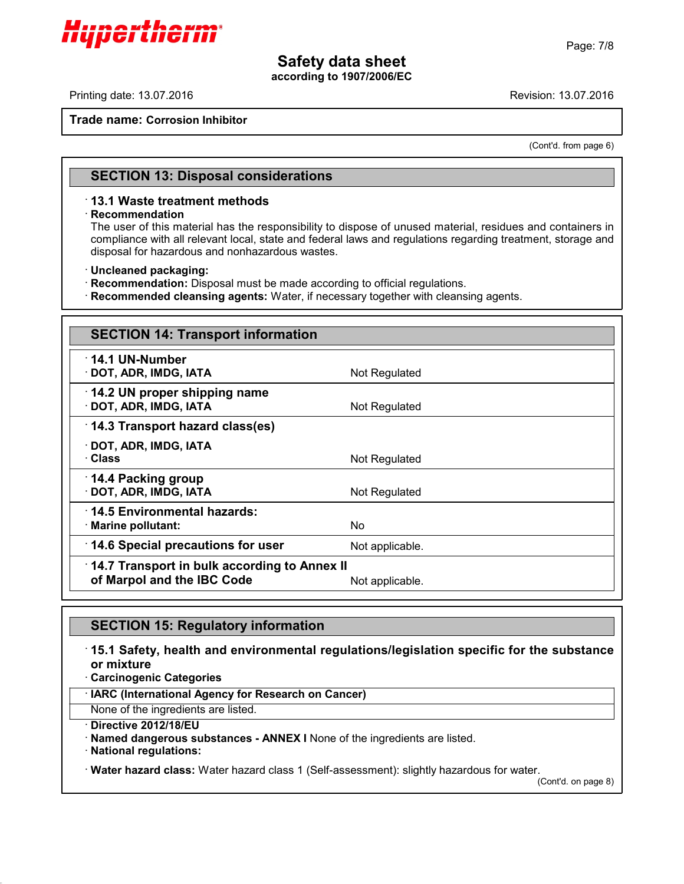**Trade name: Corrosion Inhibitor**

(Cont'd. from page 6)

## SECTION 13: Disposal considerations

· **13.1 Waste treatment methods**

· **Recommendation**

The user of this material has the responsibility to dispose of unused material, residues and containers in compliance with all relevant local, state and federal laws and regulations regarding treatment, storage and disposal for hazardous and nonhazardous wastes.

· **Uncleaned packaging:**

· **Recommendation:** Disposal must be made according to official regulations.

· **Recommended cleansing agents:** Water, if necessary together with cleansing agents.

## SECTION 14: Transport information

| | |
|---|---|
| · **14.1 UN-Number** | |
| · **DOT, ADR, IMDG, IATA** | Not Regulated |
| · **14.2 UN proper shipping name** | |
| · **DOT, ADR, IMDG, IATA** | Not Regulated |
| · **14.3 Transport hazard class(es)** | |
| · **DOT, ADR, IMDG, IATA** | |
| · **Class** | Not Regulated |
| · **14.4 Packing group** | |
| · **DOT, ADR, IMDG, IATA** | Not Regulated |
| · **14.5 Environmental hazards:** | |
| · **Marine pollutant:** | No |
| · **14.6 Special precautions for user** | Not applicable. |
| · **14.7 Transport in bulk according to Annex II of Marpol and the IBC Code** | Not applicable. |

## SECTION 15: Regulatory information

· **15.1 Safety, health and environmental regulations/legislation specific for the substance or mixture**

· **Carcinogenic Categories**

| · **IARC (International Agency for Research on Cancer)** |
|---|
| None of the ingredients are listed. |

· **Directive 2012/18/EU**

· **Named dangerous substances - ANNEX I** None of the ingredients are listed.

· **National regulations:**

· **Water hazard class:** Water hazard class 1 (Self-assessment): slightly hazardous for water.

(Cont'd. on page 8)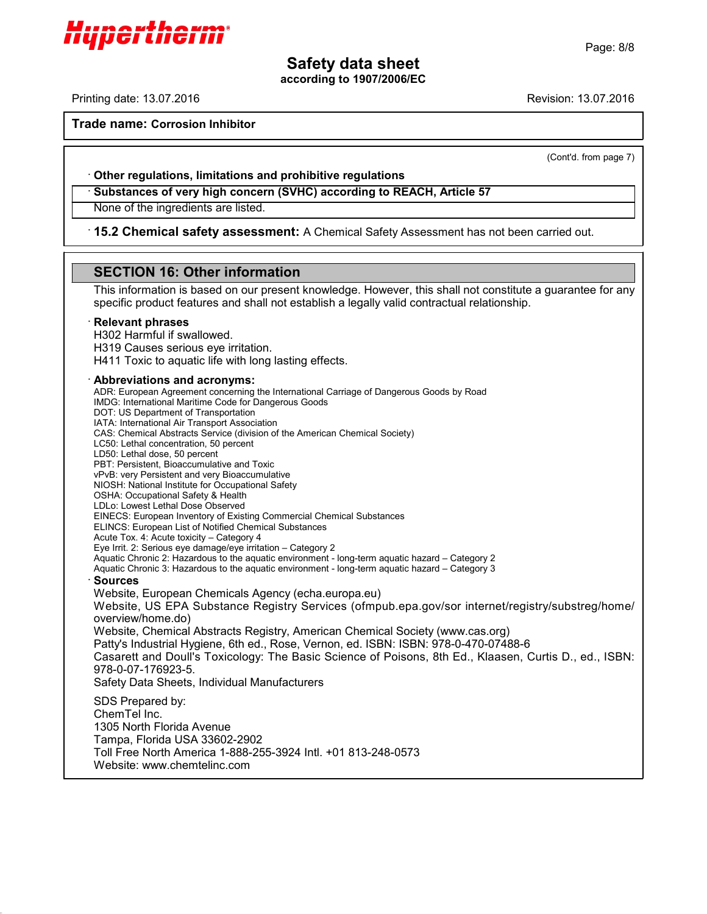**Trade name: Corrosion Inhibitor**

(Cont'd. from page 7)

· **Other regulations, limitations and prohibitive regulations**

· **Substances of very high concern (SVHC) according to REACH, Article 57**

None of the ingredients are listed.

· **15.2 Chemical safety assessment:** A Chemical Safety Assessment has not been carried out.

## SECTION 16: Other information

This information is based on our present knowledge. However, this shall not constitute a guarantee for any specific product features and shall not establish a legally valid contractual relationship.

· **Relevant phrases**

H302 Harmful if swallowed.
H319 Causes serious eye irritation.
H411 Toxic to aquatic life with long lasting effects.

· **Abbreviations and acronyms:**

ADR: European Agreement concerning the International Carriage of Dangerous Goods by Road
IMDG: International Maritime Code for Dangerous Goods
DOT: US Department of Transportation
IATA: International Air Transport Association
CAS: Chemical Abstracts Service (division of the American Chemical Society)
LC50: Lethal concentration, 50 percent
LD50: Lethal dose, 50 percent
PBT: Persistent, Bioaccumulative and Toxic
vPvB: very Persistent and very Bioaccumulative
NIOSH: National Institute for Occupational Safety
OSHA: Occupational Safety & Health
LDLo: Lowest Lethal Dose Observed
EINECS: European Inventory of Existing Commercial Chemical Substances
ELINCS: European List of Notified Chemical Substances
Acute Tox. 4: Acute toxicity – Category 4
Eye Irrit. 2: Serious eye damage/eye irritation – Category 2
Aquatic Chronic 2: Hazardous to the aquatic environment - long-term aquatic hazard – Category 2
Aquatic Chronic 3: Hazardous to the aquatic environment - long-term aquatic hazard – Category 3

· **Sources**

Website, European Chemicals Agency (echa.europa.eu)
Website, US EPA Substance Registry Services (ofmpub.epa.gov/sor internet/registry/substreg/home/overview/home.do)
Website, Chemical Abstracts Registry, American Chemical Society (www.cas.org)
Patty's Industrial Hygiene, 6th ed., Rose, Vernon, ed. ISBN: ISBN: 978-0-470-07488-6
Casarett and Doull's Toxicology: The Basic Science of Poisons, 8th Ed., Klaasen, Curtis D., ed., ISBN: 978-0-07-176923-5.
Safety Data Sheets, Individual Manufacturers

SDS Prepared by:
ChemTel Inc.
1305 North Florida Avenue
Tampa, Florida USA 33602-2902
Toll Free North America 1-888-255-3924 Intl. +01 813-248-0573
Website: www.chemtelinc.com